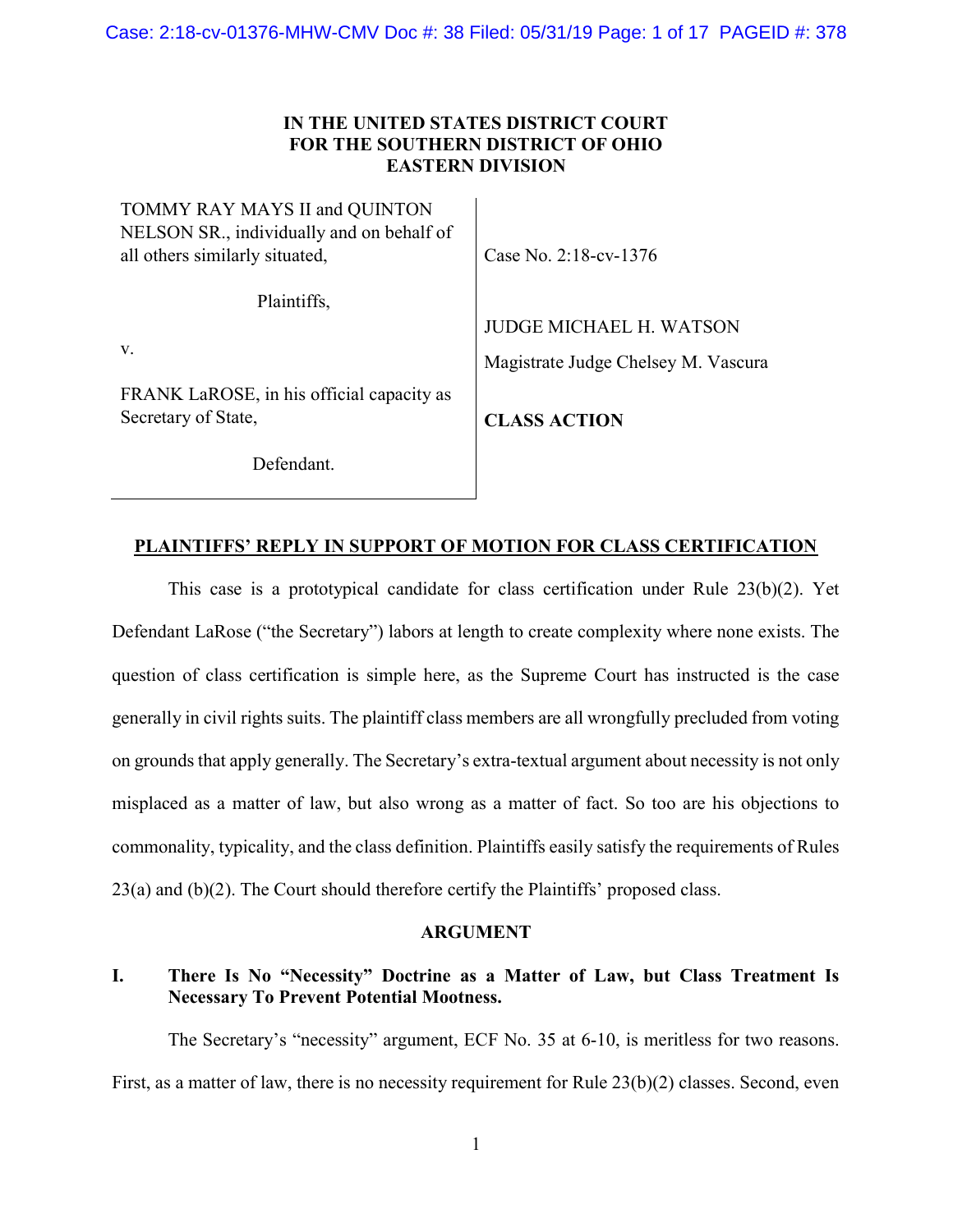**IN THE UNITED STATES DISTRICT COURT**
**FOR THE SOUTHERN DISTRICT OF OHIO**
**EASTERN DIVISION**

| | |
|---|---|
| TOMMY RAY MAYS II and QUINTON NELSON SR., individually and on behalf of all others similarly situated,<br><br>Plaintiffs,<br><br>v.<br><br>FRANK LaROSE, in his official capacity as Secretary of State,<br><br>Defendant. | Case No. 2:18-cv-1376<br><br>JUDGE MICHAEL H. WATSON<br><br>Magistrate Judge Chelsey M. Vascura<br><br>**CLASS ACTION** |

**PLAINTIFFS' REPLY IN SUPPORT OF MOTION FOR CLASS CERTIFICATION**

This case is a prototypical candidate for class certification under Rule 23(b)(2). Yet Defendant LaRose ("the Secretary") labors at length to create complexity where none exists. The question of class certification is simple here, as the Supreme Court has instructed is the case generally in civil rights suits. The plaintiff class members are all wrongfully precluded from voting on grounds that apply generally. The Secretary's extra-textual argument about necessity is not only misplaced as a matter of law, but also wrong as a matter of fact. So too are his objections to commonality, typicality, and the class definition. Plaintiffs easily satisfy the requirements of Rules 23(a) and (b)(2). The Court should therefore certify the Plaintiffs' proposed class.

## ARGUMENT

### I. There Is No "Necessity" Doctrine as a Matter of Law, but Class Treatment Is Necessary To Prevent Potential Mootness.

The Secretary's "necessity" argument, ECF No. 35 at 6-10, is meritless for two reasons. First, as a matter of law, there is no necessity requirement for Rule 23(b)(2) classes. Second, even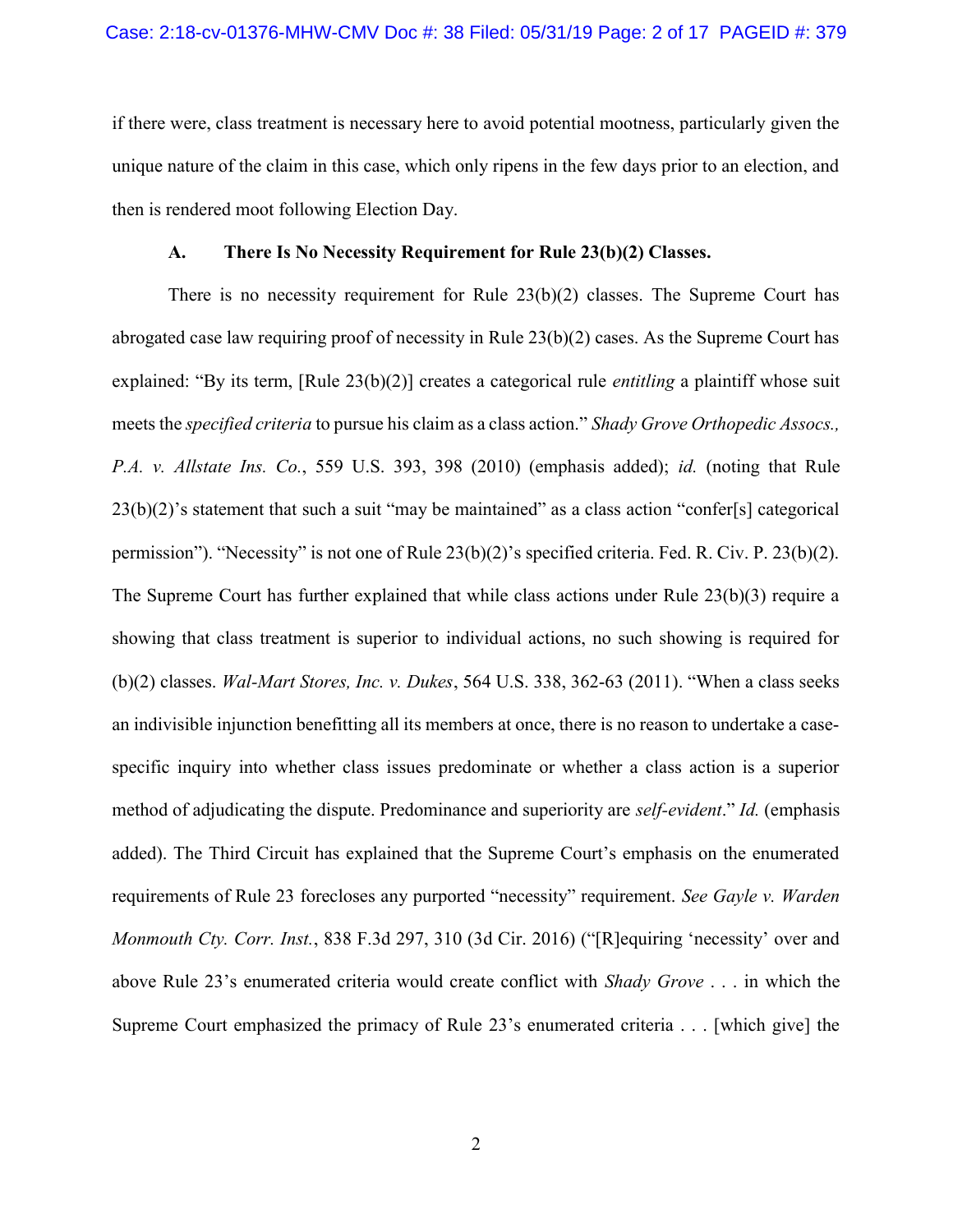if there were, class treatment is necessary here to avoid potential mootness, particularly given the unique nature of the claim in this case, which only ripens in the few days prior to an election, and then is rendered moot following Election Day.

### A. There Is No Necessity Requirement for Rule 23(b)(2) Classes.

There is no necessity requirement for Rule 23(b)(2) classes. The Supreme Court has abrogated case law requiring proof of necessity in Rule 23(b)(2) cases. As the Supreme Court has explained: "By its term, [Rule 23(b)(2)] creates a categorical rule *entitling* a plaintiff whose suit meets the *specified criteria* to pursue his claim as a class action." *Shady Grove Orthopedic Assocs., P.A. v. Allstate Ins. Co.*, 559 U.S. 393, 398 (2010) (emphasis added); *id.* (noting that Rule 23(b)(2)'s statement that such a suit "may be maintained" as a class action "confer[s] categorical permission"). "Necessity" is not one of Rule 23(b)(2)'s specified criteria. Fed. R. Civ. P. 23(b)(2). The Supreme Court has further explained that while class actions under Rule 23(b)(3) require a showing that class treatment is superior to individual actions, no such showing is required for (b)(2) classes. *Wal-Mart Stores, Inc. v. Dukes*, 564 U.S. 338, 362-63 (2011). "When a class seeks an indivisible injunction benefitting all its members at once, there is no reason to undertake a case-specific inquiry into whether class issues predominate or whether a class action is a superior method of adjudicating the dispute. Predominance and superiority are *self-evident*." *Id.* (emphasis added). The Third Circuit has explained that the Supreme Court's emphasis on the enumerated requirements of Rule 23 forecloses any purported "necessity" requirement. *See Gayle v. Warden Monmouth Cty. Corr. Inst.*, 838 F.3d 297, 310 (3d Cir. 2016) ("[R]equiring 'necessity' over and above Rule 23's enumerated criteria would create conflict with *Shady Grove* . . . in which the Supreme Court emphasized the primacy of Rule 23's enumerated criteria . . . [which give] the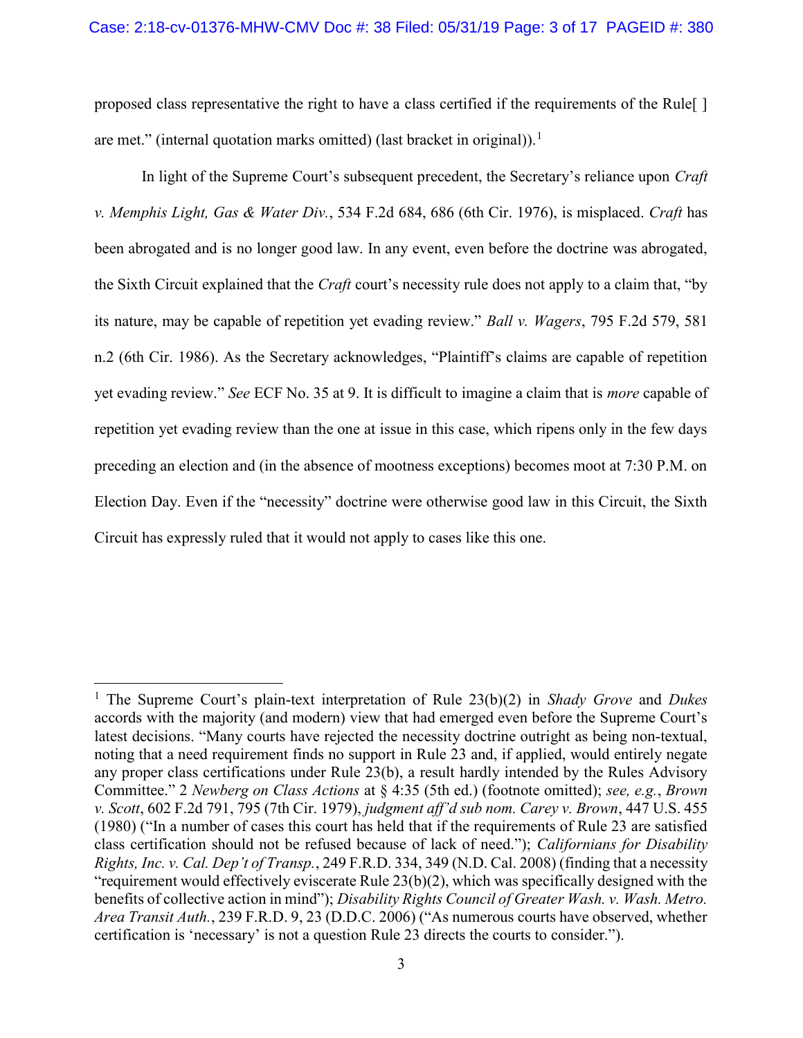proposed class representative the right to have a class certified if the requirements of the Rule[ ] are met." (internal quotation marks omitted) (last bracket in original)).[1]

In light of the Supreme Court's subsequent precedent, the Secretary's reliance upon *Craft v. Memphis Light, Gas & Water Div.*, 534 F.2d 684, 686 (6th Cir. 1976), is misplaced. *Craft* has been abrogated and is no longer good law. In any event, even before the doctrine was abrogated, the Sixth Circuit explained that the *Craft* court's necessity rule does not apply to a claim that, "by its nature, may be capable of repetition yet evading review." *Ball v. Wagers*, 795 F.2d 579, 581 n.2 (6th Cir. 1986). As the Secretary acknowledges, "Plaintiff's claims are capable of repetition yet evading review." *See* ECF No. 35 at 9. It is difficult to imagine a claim that is *more* capable of repetition yet evading review than the one at issue in this case, which ripens only in the few days preceding an election and (in the absence of mootness exceptions) becomes moot at 7:30 P.M. on Election Day. Even if the "necessity" doctrine were otherwise good law in this Circuit, the Sixth Circuit has expressly ruled that it would not apply to cases like this one.

---

[1] The Supreme Court's plain-text interpretation of Rule 23(b)(2) in *Shady Grove* and *Dukes* accords with the majority (and modern) view that had emerged even before the Supreme Court's latest decisions. "Many courts have rejected the necessity doctrine outright as being non-textual, noting that a need requirement finds no support in Rule 23 and, if applied, would entirely negate any proper class certifications under Rule 23(b), a result hardly intended by the Rules Advisory Committee." 2 *Newberg on Class Actions* at § 4:35 (5th ed.) (footnote omitted); *see, e.g.*, *Brown v. Scott*, 602 F.2d 791, 795 (7th Cir. 1979), *judgment aff'd sub nom. Carey v. Brown*, 447 U.S. 455 (1980) ("In a number of cases this court has held that if the requirements of Rule 23 are satisfied class certification should not be refused because of lack of need."); *Californians for Disability Rights, Inc. v. Cal. Dep't of Transp.*, 249 F.R.D. 334, 349 (N.D. Cal. 2008) (finding that a necessity "requirement would effectively eviscerate Rule 23(b)(2), which was specifically designed with the benefits of collective action in mind"); *Disability Rights Council of Greater Wash. v. Wash. Metro. Area Transit Auth.*, 239 F.R.D. 9, 23 (D.D.C. 2006) ("As numerous courts have observed, whether certification is 'necessary' is not a question Rule 23 directs the courts to consider.").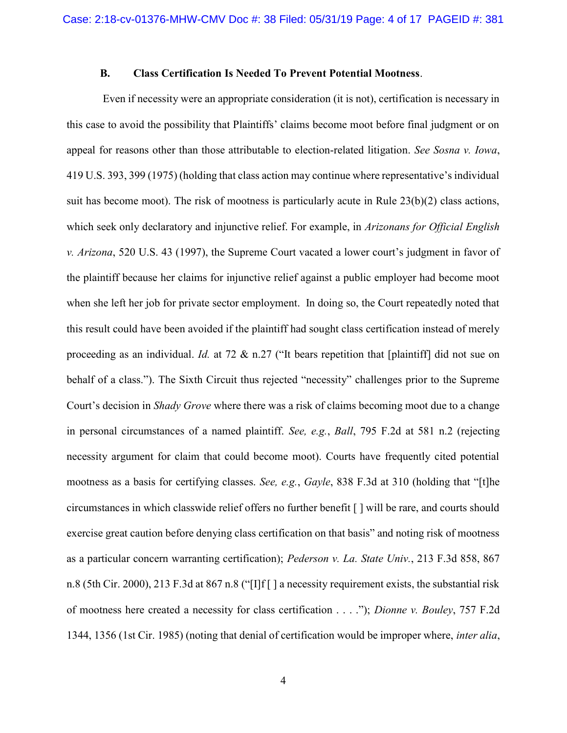### B. Class Certification Is Needed To Prevent Potential Mootness.

Even if necessity were an appropriate consideration (it is not), certification is necessary in this case to avoid the possibility that Plaintiffs' claims become moot before final judgment or on appeal for reasons other than those attributable to election-related litigation. *See Sosna v. Iowa*, 419 U.S. 393, 399 (1975) (holding that class action may continue where representative's individual suit has become moot). The risk of mootness is particularly acute in Rule 23(b)(2) class actions, which seek only declaratory and injunctive relief. For example, in *Arizonans for Official English v. Arizona*, 520 U.S. 43 (1997), the Supreme Court vacated a lower court's judgment in favor of the plaintiff because her claims for injunctive relief against a public employer had become moot when she left her job for private sector employment. In doing so, the Court repeatedly noted that this result could have been avoided if the plaintiff had sought class certification instead of merely proceeding as an individual. *Id.* at 72 & n.27 ("It bears repetition that [plaintiff] did not sue on behalf of a class."). The Sixth Circuit thus rejected "necessity" challenges prior to the Supreme Court's decision in *Shady Grove* where there was a risk of claims becoming moot due to a change in personal circumstances of a named plaintiff. *See, e.g.*, *Ball*, 795 F.2d at 581 n.2 (rejecting necessity argument for claim that could become moot). Courts have frequently cited potential mootness as a basis for certifying classes. *See, e.g.*, *Gayle*, 838 F.3d at 310 (holding that "[t]he circumstances in which classwide relief offers no further benefit [ ] will be rare, and courts should exercise great caution before denying class certification on that basis" and noting risk of mootness as a particular concern warranting certification); *Pederson v. La. State Univ.*, 213 F.3d 858, 867 n.8 (5th Cir. 2000), 213 F.3d at 867 n.8 ("[I]f [ ] a necessity requirement exists, the substantial risk of mootness here created a necessity for class certification . . . ."); *Dionne v. Bouley*, 757 F.2d 1344, 1356 (1st Cir. 1985) (noting that denial of certification would be improper where, *inter alia*,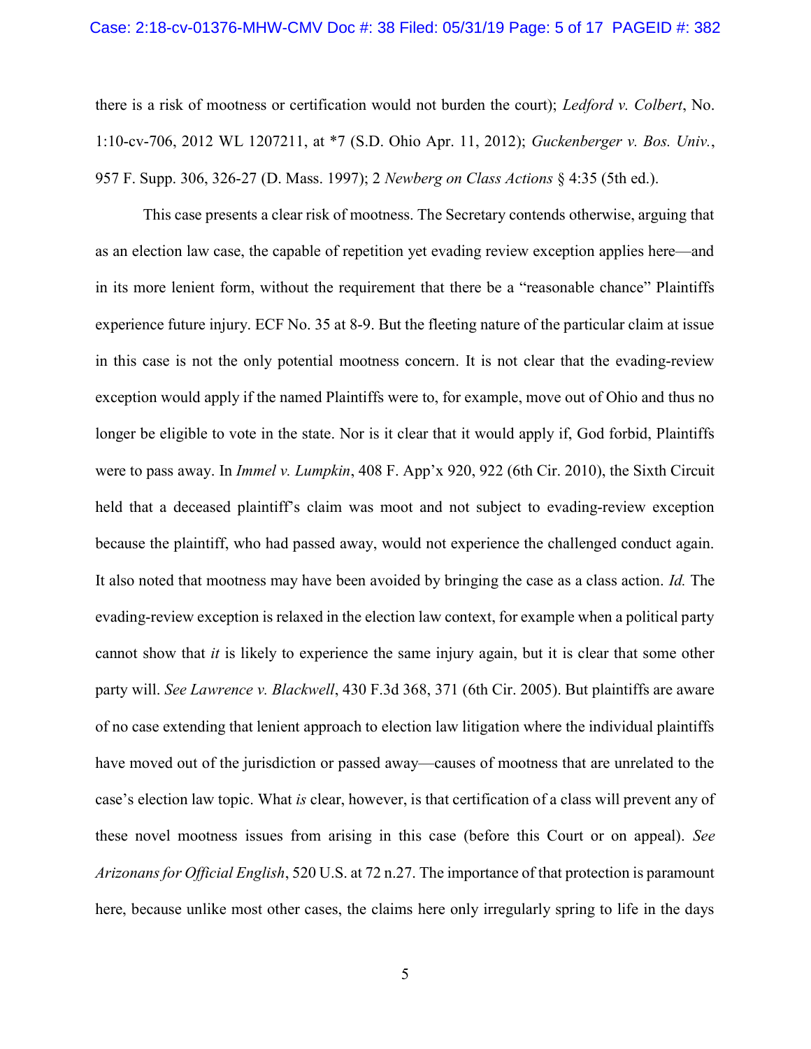there is a risk of mootness or certification would not burden the court); *Ledford v. Colbert*, No. 1:10-cv-706, 2012 WL 1207211, at *7 (S.D. Ohio Apr. 11, 2012); *Guckenberger v. Bos. Univ.*, 957 F. Supp. 306, 326-27 (D. Mass. 1997); 2 *Newberg on Class Actions* § 4:35 (5th ed.).

This case presents a clear risk of mootness. The Secretary contends otherwise, arguing that as an election law case, the capable of repetition yet evading review exception applies here—and in its more lenient form, without the requirement that there be a "reasonable chance" Plaintiffs experience future injury. ECF No. 35 at 8-9. But the fleeting nature of the particular claim at issue in this case is not the only potential mootness concern. It is not clear that the evading-review exception would apply if the named Plaintiffs were to, for example, move out of Ohio and thus no longer be eligible to vote in the state. Nor is it clear that it would apply if, God forbid, Plaintiffs were to pass away. In *Immel v. Lumpkin*, 408 F. App'x 920, 922 (6th Cir. 2010), the Sixth Circuit held that a deceased plaintiff's claim was moot and not subject to evading-review exception because the plaintiff, who had passed away, would not experience the challenged conduct again. It also noted that mootness may have been avoided by bringing the case as a class action. *Id.* The evading-review exception is relaxed in the election law context, for example when a political party cannot show that *it* is likely to experience the same injury again, but it is clear that some other party will. *See Lawrence v. Blackwell*, 430 F.3d 368, 371 (6th Cir. 2005). But plaintiffs are aware of no case extending that lenient approach to election law litigation where the individual plaintiffs have moved out of the jurisdiction or passed away—causes of mootness that are unrelated to the case's election law topic. What *is* clear, however, is that certification of a class will prevent any of these novel mootness issues from arising in this case (before this Court or on appeal). *See Arizonans for Official English*, 520 U.S. at 72 n.27. The importance of that protection is paramount here, because unlike most other cases, the claims here only irregularly spring to life in the days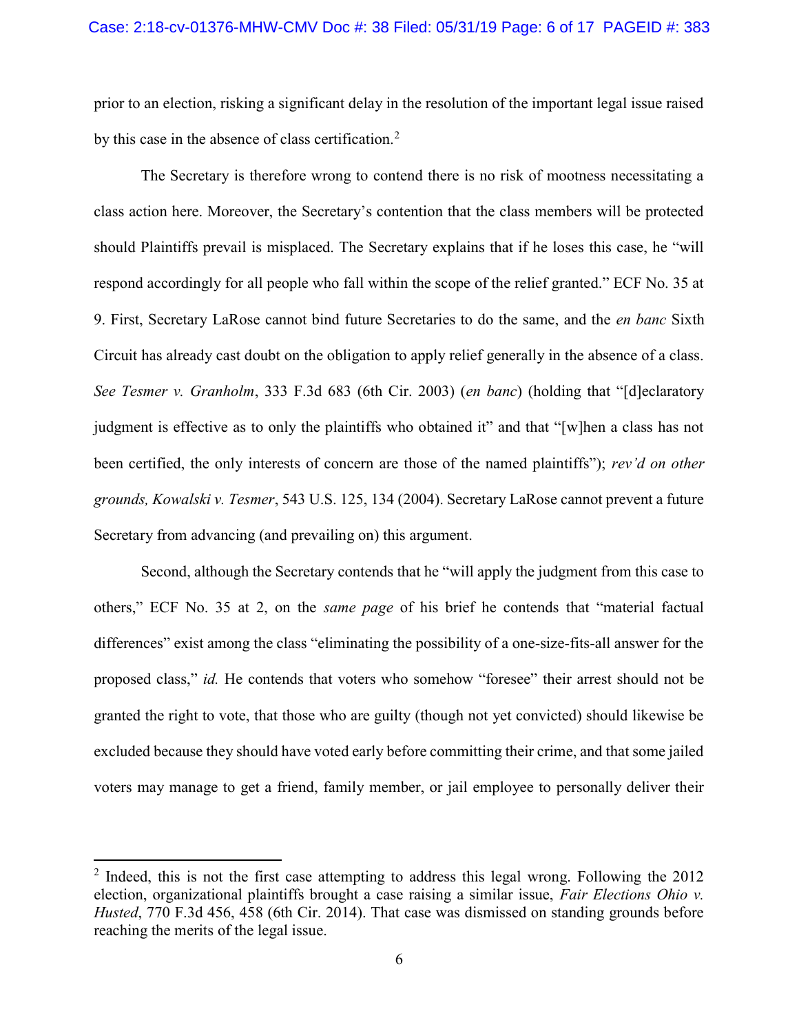prior to an election, risking a significant delay in the resolution of the important legal issue raised by this case in the absence of class certification.[2]

The Secretary is therefore wrong to contend there is no risk of mootness necessitating a class action here. Moreover, the Secretary's contention that the class members will be protected should Plaintiffs prevail is misplaced. The Secretary explains that if he loses this case, he "will respond accordingly for all people who fall within the scope of the relief granted." ECF No. 35 at 9. First, Secretary LaRose cannot bind future Secretaries to do the same, and the *en banc* Sixth Circuit has already cast doubt on the obligation to apply relief generally in the absence of a class. *See Tesmer v. Granholm*, 333 F.3d 683 (6th Cir. 2003) (*en banc*) (holding that "[d]eclaratory judgment is effective as to only the plaintiffs who obtained it" and that "[w]hen a class has not been certified, the only interests of concern are those of the named plaintiffs"); *rev'd on other grounds, Kowalski v. Tesmer*, 543 U.S. 125, 134 (2004). Secretary LaRose cannot prevent a future Secretary from advancing (and prevailing on) this argument.

Second, although the Secretary contends that he "will apply the judgment from this case to others," ECF No. 35 at 2, on the *same page* of his brief he contends that "material factual differences" exist among the class "eliminating the possibility of a one-size-fits-all answer for the proposed class," *id.* He contends that voters who somehow "foresee" their arrest should not be granted the right to vote, that those who are guilty (though not yet convicted) should likewise be excluded because they should have voted early before committing their crime, and that some jailed voters may manage to get a friend, family member, or jail employee to personally deliver their

---

[2] Indeed, this is not the first case attempting to address this legal wrong. Following the 2012 election, organizational plaintiffs brought a case raising a similar issue, *Fair Elections Ohio v. Husted*, 770 F.3d 456, 458 (6th Cir. 2014). That case was dismissed on standing grounds before reaching the merits of the legal issue.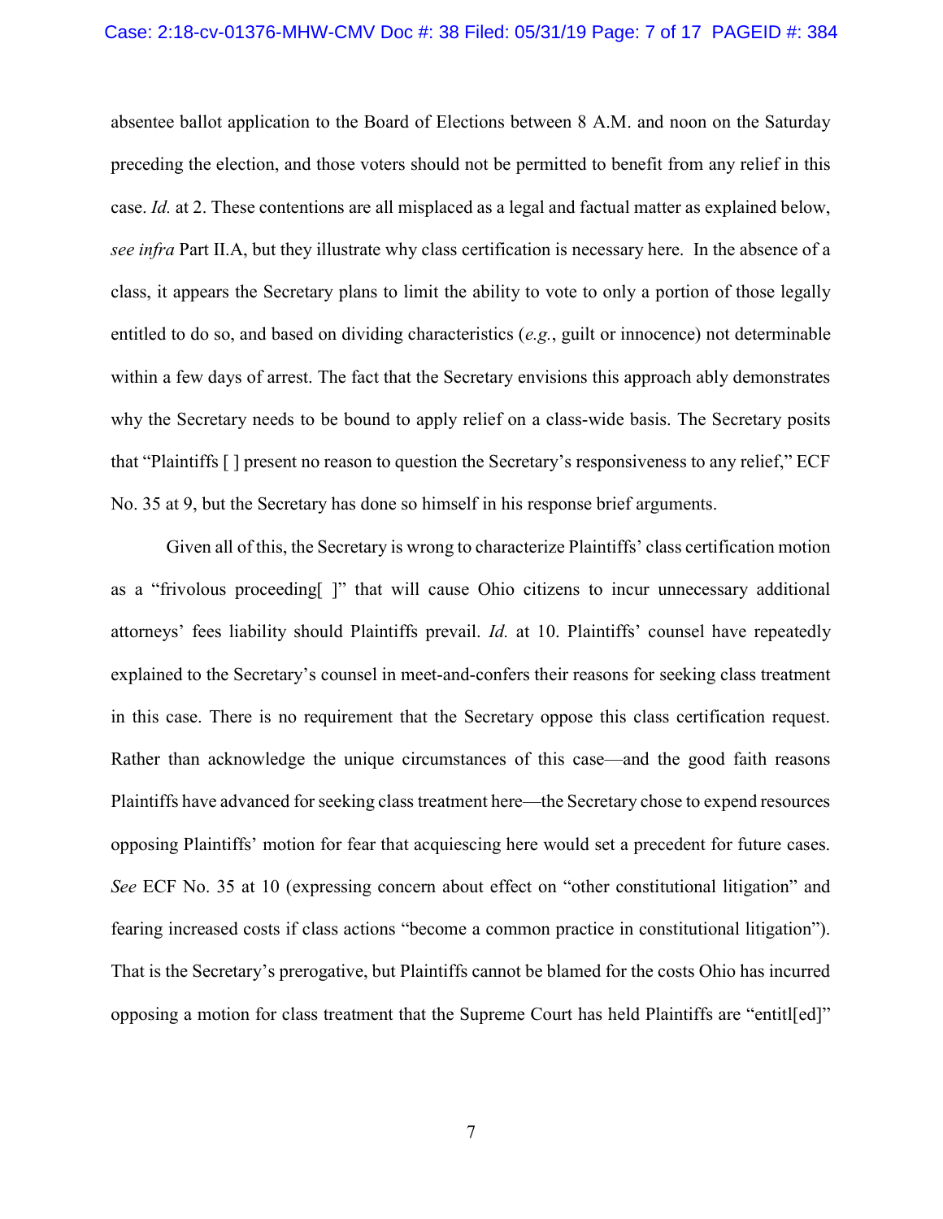absentee ballot application to the Board of Elections between 8 A.M. and noon on the Saturday preceding the election, and those voters should not be permitted to benefit from any relief in this case. *Id.* at 2. These contentions are all misplaced as a legal and factual matter as explained below, *see infra* Part II.A, but they illustrate why class certification is necessary here. In the absence of a class, it appears the Secretary plans to limit the ability to vote to only a portion of those legally entitled to do so, and based on dividing characteristics (*e.g.*, guilt or innocence) not determinable within a few days of arrest. The fact that the Secretary envisions this approach ably demonstrates why the Secretary needs to be bound to apply relief on a class-wide basis. The Secretary posits that "Plaintiffs [ ] present no reason to question the Secretary's responsiveness to any relief," ECF No. 35 at 9, but the Secretary has done so himself in his response brief arguments.

Given all of this, the Secretary is wrong to characterize Plaintiffs' class certification motion as a "frivolous proceeding[ ]" that will cause Ohio citizens to incur unnecessary additional attorneys' fees liability should Plaintiffs prevail. *Id.* at 10. Plaintiffs' counsel have repeatedly explained to the Secretary's counsel in meet-and-confers their reasons for seeking class treatment in this case. There is no requirement that the Secretary oppose this class certification request. Rather than acknowledge the unique circumstances of this case—and the good faith reasons Plaintiffs have advanced for seeking class treatment here—the Secretary chose to expend resources opposing Plaintiffs' motion for fear that acquiescing here would set a precedent for future cases. *See* ECF No. 35 at 10 (expressing concern about effect on "other constitutional litigation" and fearing increased costs if class actions "become a common practice in constitutional litigation"). That is the Secretary's prerogative, but Plaintiffs cannot be blamed for the costs Ohio has incurred opposing a motion for class treatment that the Supreme Court has held Plaintiffs are "entitl[ed]"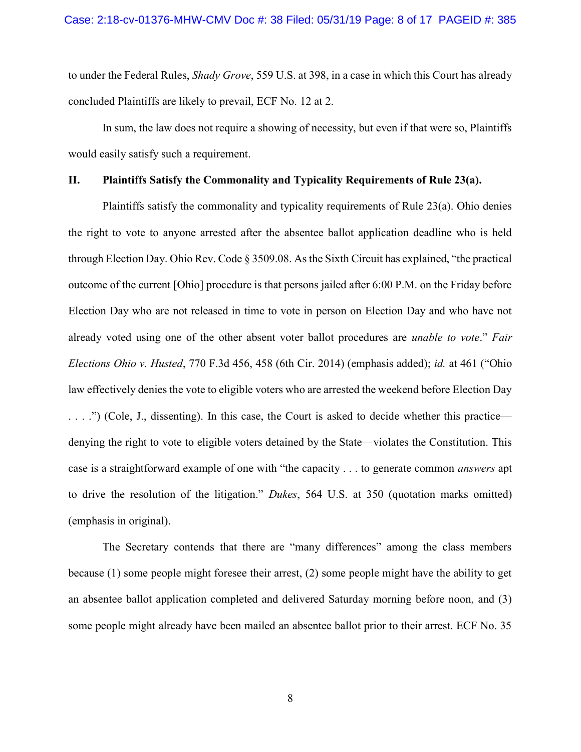to under the Federal Rules, *Shady Grove*, 559 U.S. at 398, in a case in which this Court has already concluded Plaintiffs are likely to prevail, ECF No. 12 at 2.

In sum, the law does not require a showing of necessity, but even if that were so, Plaintiffs would easily satisfy such a requirement.

## II. Plaintiffs Satisfy the Commonality and Typicality Requirements of Rule 23(a).

Plaintiffs satisfy the commonality and typicality requirements of Rule 23(a). Ohio denies the right to vote to anyone arrested after the absentee ballot application deadline who is held through Election Day. Ohio Rev. Code § 3509.08. As the Sixth Circuit has explained, "the practical outcome of the current [Ohio] procedure is that persons jailed after 6:00 P.M. on the Friday before Election Day who are not released in time to vote in person on Election Day and who have not already voted using one of the other absent voter ballot procedures are *unable to vote*." *Fair Elections Ohio v. Husted*, 770 F.3d 456, 458 (6th Cir. 2014) (emphasis added); *id.* at 461 ("Ohio law effectively denies the vote to eligible voters who are arrested the weekend before Election Day . . . .") (Cole, J., dissenting). In this case, the Court is asked to decide whether this practice—denying the right to vote to eligible voters detained by the State—violates the Constitution. This case is a straightforward example of one with "the capacity . . . to generate common *answers* apt to drive the resolution of the litigation." *Dukes*, 564 U.S. at 350 (quotation marks omitted) (emphasis in original).

The Secretary contends that there are "many differences" among the class members because (1) some people might foresee their arrest, (2) some people might have the ability to get an absentee ballot application completed and delivered Saturday morning before noon, and (3) some people might already have been mailed an absentee ballot prior to their arrest. ECF No. 35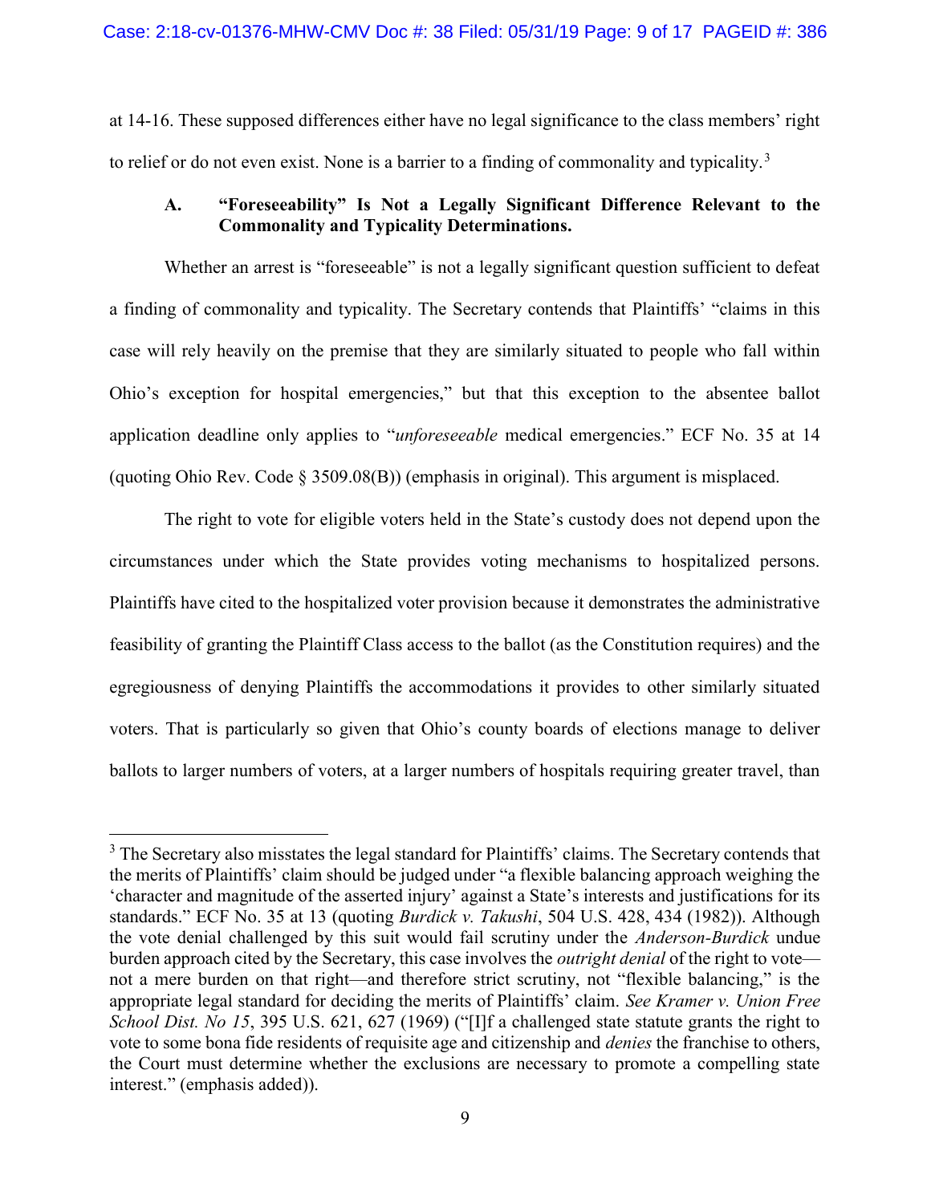at 14-16. These supposed differences either have no legal significance to the class members' right to relief or do not even exist. None is a barrier to a finding of commonality and typicality.[3]

### A. "Foreseeability" Is Not a Legally Significant Difference Relevant to the Commonality and Typicality Determinations.

Whether an arrest is "foreseeable" is not a legally significant question sufficient to defeat a finding of commonality and typicality. The Secretary contends that Plaintiffs' "claims in this case will rely heavily on the premise that they are similarly situated to people who fall within Ohio's exception for hospital emergencies," but that this exception to the absentee ballot application deadline only applies to "*unforeseeable* medical emergencies." ECF No. 35 at 14 (quoting Ohio Rev. Code § 3509.08(B)) (emphasis in original). This argument is misplaced.

The right to vote for eligible voters held in the State's custody does not depend upon the circumstances under which the State provides voting mechanisms to hospitalized persons. Plaintiffs have cited to the hospitalized voter provision because it demonstrates the administrative feasibility of granting the Plaintiff Class access to the ballot (as the Constitution requires) and the egregiousness of denying Plaintiffs the accommodations it provides to other similarly situated voters. That is particularly so given that Ohio's county boards of elections manage to deliver ballots to larger numbers of voters, at a larger numbers of hospitals requiring greater travel, than

---

[3] The Secretary also misstates the legal standard for Plaintiffs' claims. The Secretary contends that the merits of Plaintiffs' claim should be judged under "a flexible balancing approach weighing the 'character and magnitude of the asserted injury' against a State's interests and justifications for its standards." ECF No. 35 at 13 (quoting *Burdick v. Takushi*, 504 U.S. 428, 434 (1982)). Although the vote denial challenged by this suit would fail scrutiny under the *Anderson-Burdick* undue burden approach cited by the Secretary, this case involves the *outright denial* of the right to vote—not a mere burden on that right—and therefore strict scrutiny, not "flexible balancing," is the appropriate legal standard for deciding the merits of Plaintiffs' claim. *See Kramer v. Union Free School Dist. No 15*, 395 U.S. 621, 627 (1969) ("[I]f a challenged state statute grants the right to vote to some bona fide residents of requisite age and citizenship and *denies* the franchise to others, the Court must determine whether the exclusions are necessary to promote a compelling state interest." (emphasis added)).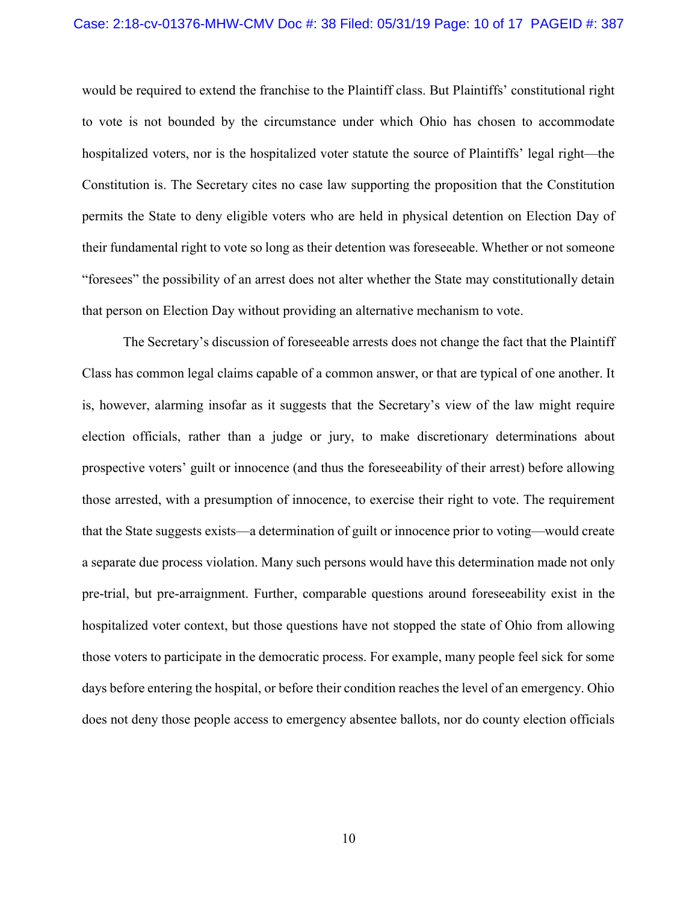would be required to extend the franchise to the Plaintiff class. But Plaintiffs' constitutional right to vote is not bounded by the circumstance under which Ohio has chosen to accommodate hospitalized voters, nor is the hospitalized voter statute the source of Plaintiffs' legal right—the Constitution is. The Secretary cites no case law supporting the proposition that the Constitution permits the State to deny eligible voters who are held in physical detention on Election Day of their fundamental right to vote so long as their detention was foreseeable. Whether or not someone "foresees" the possibility of an arrest does not alter whether the State may constitutionally detain that person on Election Day without providing an alternative mechanism to vote.

The Secretary's discussion of foreseeable arrests does not change the fact that the Plaintiff Class has common legal claims capable of a common answer, or that are typical of one another. It is, however, alarming insofar as it suggests that the Secretary's view of the law might require election officials, rather than a judge or jury, to make discretionary determinations about prospective voters' guilt or innocence (and thus the foreseeability of their arrest) before allowing those arrested, with a presumption of innocence, to exercise their right to vote. The requirement that the State suggests exists—a determination of guilt or innocence prior to voting—would create a separate due process violation. Many such persons would have this determination made not only pre-trial, but pre-arraignment. Further, comparable questions around foreseeability exist in the hospitalized voter context, but those questions have not stopped the state of Ohio from allowing those voters to participate in the democratic process. For example, many people feel sick for some days before entering the hospital, or before their condition reaches the level of an emergency. Ohio does not deny those people access to emergency absentee ballots, nor do county election officials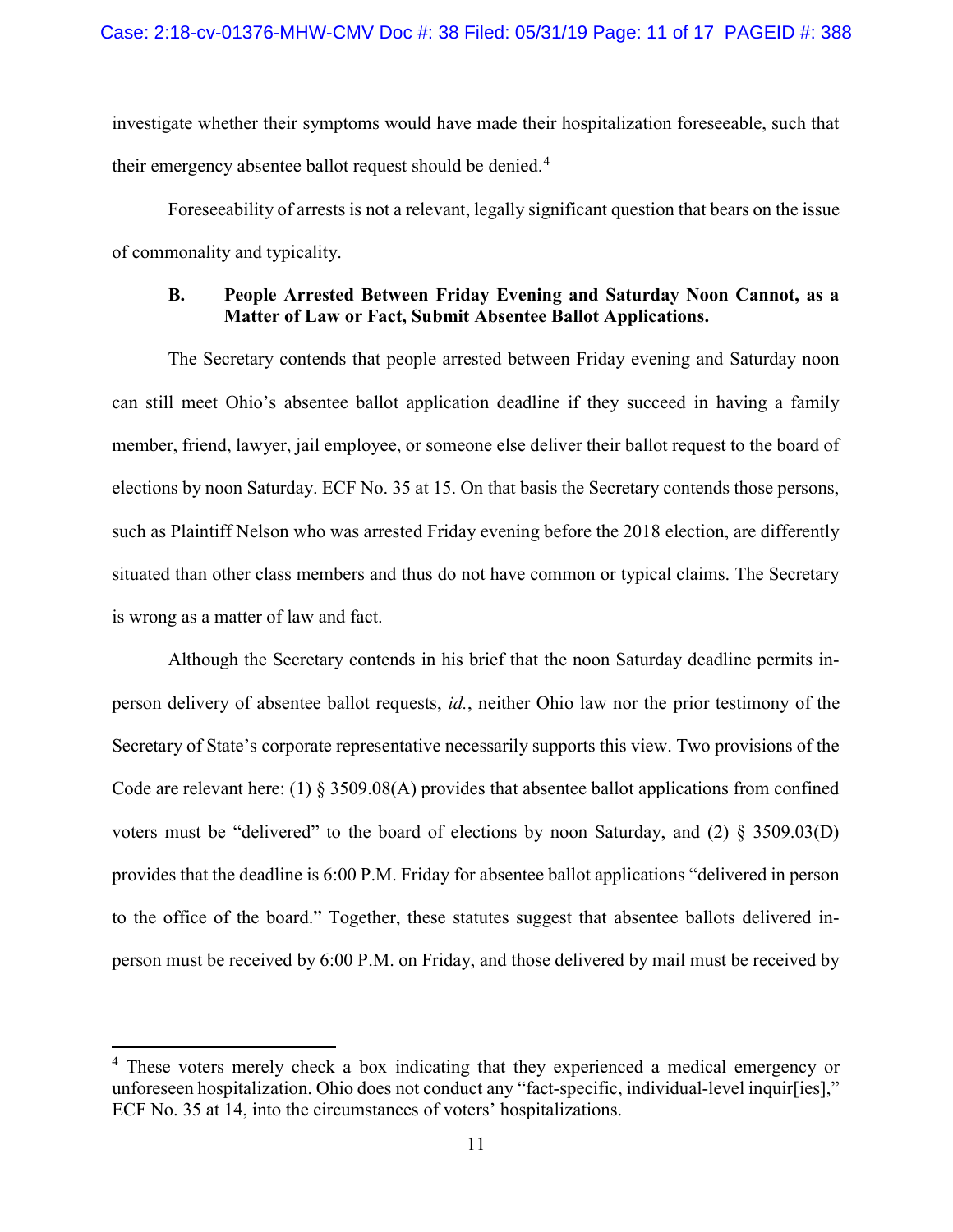investigate whether their symptoms would have made their hospitalization foreseeable, such that their emergency absentee ballot request should be denied.[4]

Foreseeability of arrests is not a relevant, legally significant question that bears on the issue of commonality and typicality.

### B. People Arrested Between Friday Evening and Saturday Noon Cannot, as a Matter of Law or Fact, Submit Absentee Ballot Applications.

The Secretary contends that people arrested between Friday evening and Saturday noon can still meet Ohio's absentee ballot application deadline if they succeed in having a family member, friend, lawyer, jail employee, or someone else deliver their ballot request to the board of elections by noon Saturday. ECF No. 35 at 15. On that basis the Secretary contends those persons, such as Plaintiff Nelson who was arrested Friday evening before the 2018 election, are differently situated than other class members and thus do not have common or typical claims. The Secretary is wrong as a matter of law and fact.

Although the Secretary contends in his brief that the noon Saturday deadline permits in-person delivery of absentee ballot requests, *id.*, neither Ohio law nor the prior testimony of the Secretary of State's corporate representative necessarily supports this view. Two provisions of the Code are relevant here: (1) § 3509.08(A) provides that absentee ballot applications from confined voters must be "delivered" to the board of elections by noon Saturday, and (2) § 3509.03(D) provides that the deadline is 6:00 P.M. Friday for absentee ballot applications "delivered in person to the office of the board." Together, these statutes suggest that absentee ballots delivered in-person must be received by 6:00 P.M. on Friday, and those delivered by mail must be received by

---

[4] These voters merely check a box indicating that they experienced a medical emergency or unforeseen hospitalization. Ohio does not conduct any "fact-specific, individual-level inquir[ies]," ECF No. 35 at 14, into the circumstances of voters' hospitalizations.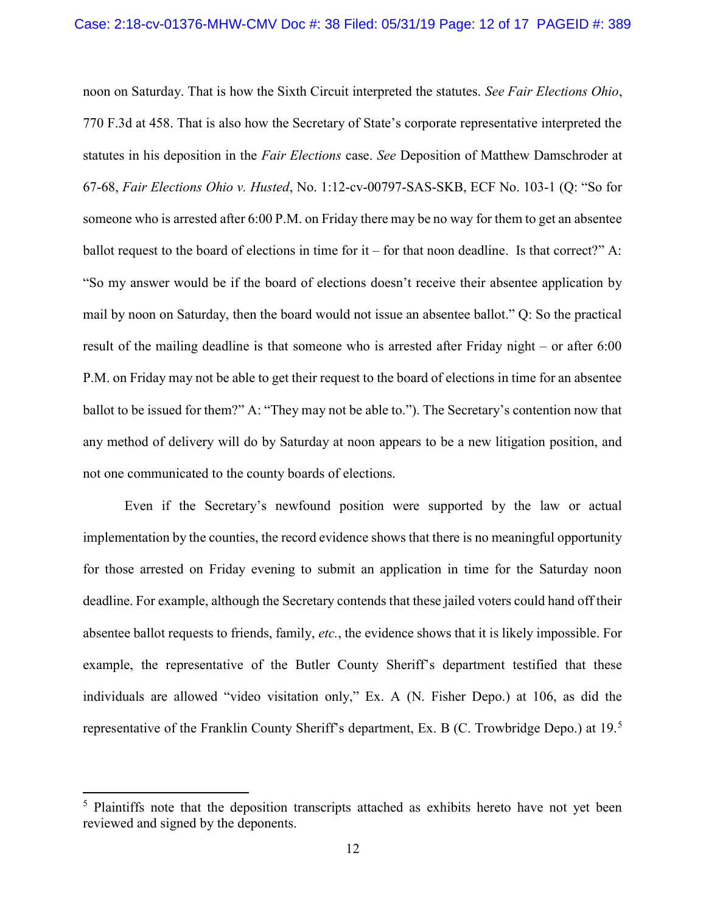noon on Saturday. That is how the Sixth Circuit interpreted the statutes. *See Fair Elections Ohio*, 770 F.3d at 458. That is also how the Secretary of State's corporate representative interpreted the statutes in his deposition in the *Fair Elections* case. *See* Deposition of Matthew Damschroder at 67-68, *Fair Elections Ohio v. Husted*, No. 1:12-cv-00797-SAS-SKB, ECF No. 103-1 (Q: "So for someone who is arrested after 6:00 P.M. on Friday there may be no way for them to get an absentee ballot request to the board of elections in time for it – for that noon deadline. Is that correct?" A: "So my answer would be if the board of elections doesn't receive their absentee application by mail by noon on Saturday, then the board would not issue an absentee ballot." Q: So the practical result of the mailing deadline is that someone who is arrested after Friday night – or after 6:00 P.M. on Friday may not be able to get their request to the board of elections in time for an absentee ballot to be issued for them?" A: "They may not be able to."). The Secretary's contention now that any method of delivery will do by Saturday at noon appears to be a new litigation position, and not one communicated to the county boards of elections.

Even if the Secretary's newfound position were supported by the law or actual implementation by the counties, the record evidence shows that there is no meaningful opportunity for those arrested on Friday evening to submit an application in time for the Saturday noon deadline. For example, although the Secretary contends that these jailed voters could hand off their absentee ballot requests to friends, family, *etc.*, the evidence shows that it is likely impossible. For example, the representative of the Butler County Sheriff's department testified that these individuals are allowed "video visitation only," Ex. A (N. Fisher Depo.) at 106, as did the representative of the Franklin County Sheriff's department, Ex. B (C. Trowbridge Depo.) at 19.[5]

[5] Plaintiffs note that the deposition transcripts attached as exhibits hereto have not yet been reviewed and signed by the deponents.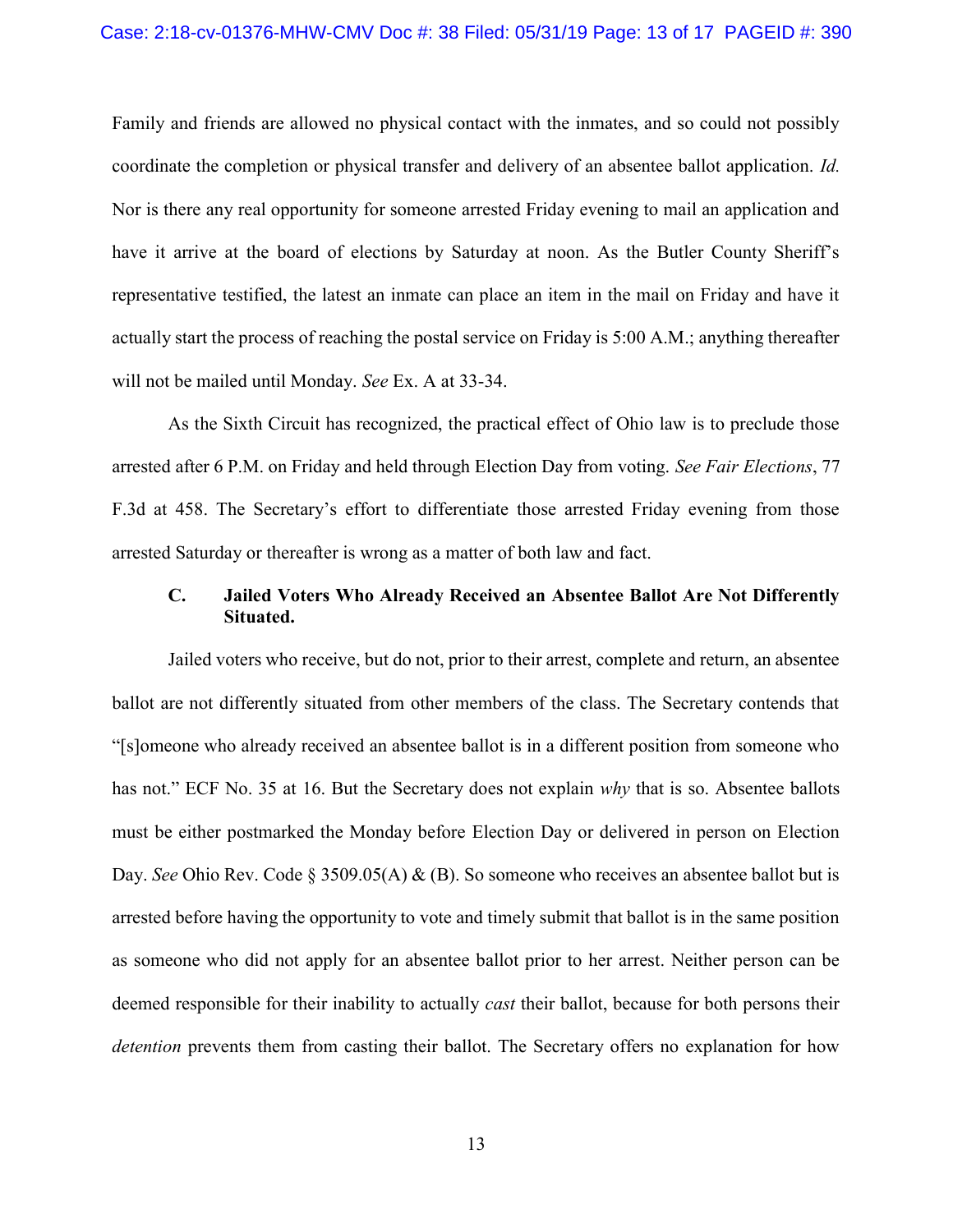Family and friends are allowed no physical contact with the inmates, and so could not possibly coordinate the completion or physical transfer and delivery of an absentee ballot application. *Id.* Nor is there any real opportunity for someone arrested Friday evening to mail an application and have it arrive at the board of elections by Saturday at noon. As the Butler County Sheriff's representative testified, the latest an inmate can place an item in the mail on Friday and have it actually start the process of reaching the postal service on Friday is 5:00 A.M.; anything thereafter will not be mailed until Monday. *See* Ex. A at 33-34.

As the Sixth Circuit has recognized, the practical effect of Ohio law is to preclude those arrested after 6 P.M. on Friday and held through Election Day from voting. *See Fair Elections*, 77 F.3d at 458. The Secretary's effort to differentiate those arrested Friday evening from those arrested Saturday or thereafter is wrong as a matter of both law and fact.

### C. Jailed Voters Who Already Received an Absentee Ballot Are Not Differently Situated.

Jailed voters who receive, but do not, prior to their arrest, complete and return, an absentee ballot are not differently situated from other members of the class. The Secretary contends that "[s]omeone who already received an absentee ballot is in a different position from someone who has not." ECF No. 35 at 16. But the Secretary does not explain *why* that is so. Absentee ballots must be either postmarked the Monday before Election Day or delivered in person on Election Day. *See* Ohio Rev. Code § 3509.05(A) & (B). So someone who receives an absentee ballot but is arrested before having the opportunity to vote and timely submit that ballot is in the same position as someone who did not apply for an absentee ballot prior to her arrest. Neither person can be deemed responsible for their inability to actually *cast* their ballot, because for both persons their *detention* prevents them from casting their ballot. The Secretary offers no explanation for how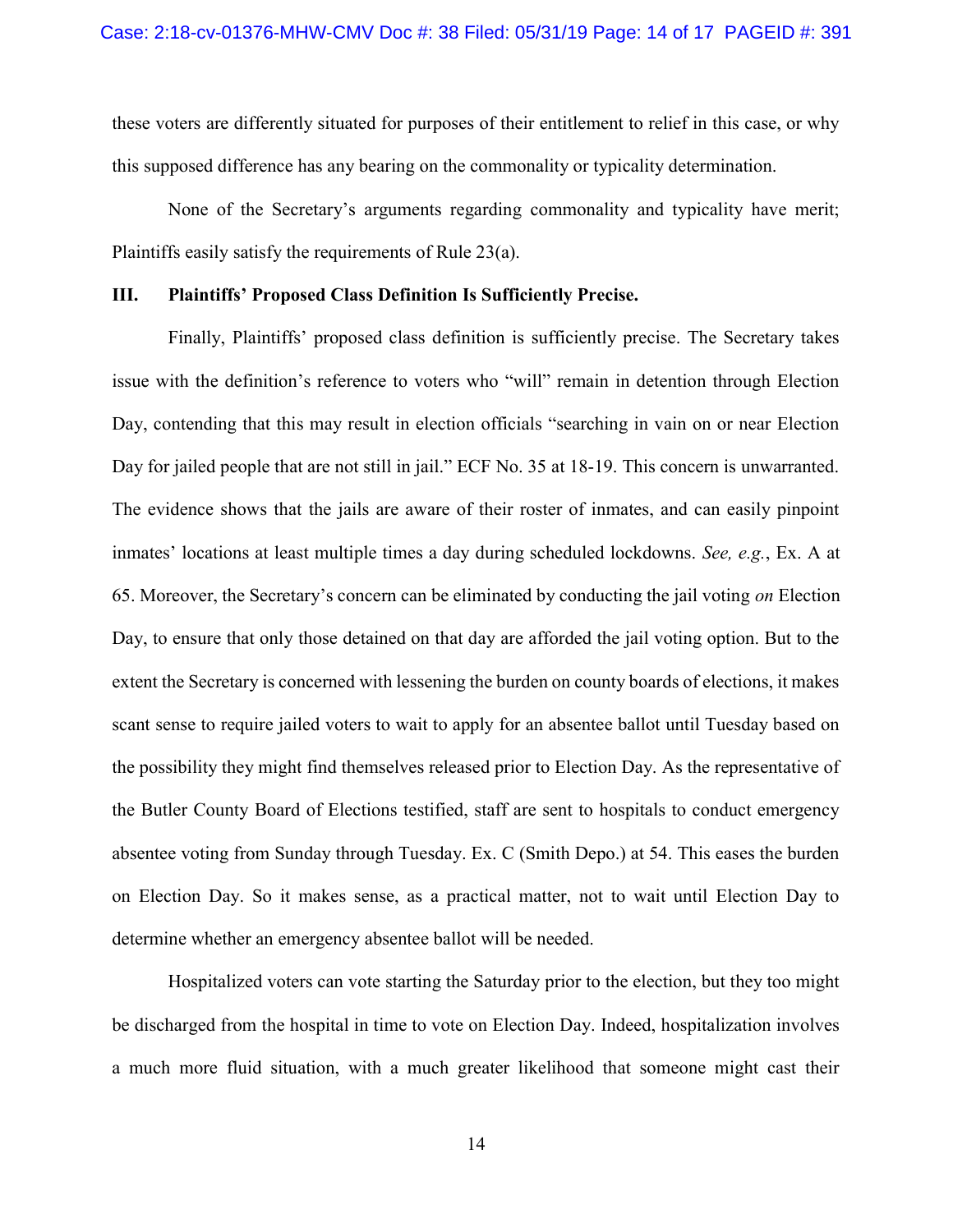these voters are differently situated for purposes of their entitlement to relief in this case, or why this supposed difference has any bearing on the commonality or typicality determination.

None of the Secretary's arguments regarding commonality and typicality have merit; Plaintiffs easily satisfy the requirements of Rule 23(a).

### III. Plaintiffs' Proposed Class Definition Is Sufficiently Precise.

Finally, Plaintiffs' proposed class definition is sufficiently precise. The Secretary takes issue with the definition's reference to voters who "will" remain in detention through Election Day, contending that this may result in election officials "searching in vain on or near Election Day for jailed people that are not still in jail." ECF No. 35 at 18-19. This concern is unwarranted. The evidence shows that the jails are aware of their roster of inmates, and can easily pinpoint inmates' locations at least multiple times a day during scheduled lockdowns. *See, e.g.*, Ex. A at 65. Moreover, the Secretary's concern can be eliminated by conducting the jail voting *on* Election Day, to ensure that only those detained on that day are afforded the jail voting option. But to the extent the Secretary is concerned with lessening the burden on county boards of elections, it makes scant sense to require jailed voters to wait to apply for an absentee ballot until Tuesday based on the possibility they might find themselves released prior to Election Day. As the representative of the Butler County Board of Elections testified, staff are sent to hospitals to conduct emergency absentee voting from Sunday through Tuesday. Ex. C (Smith Depo.) at 54. This eases the burden on Election Day. So it makes sense, as a practical matter, not to wait until Election Day to determine whether an emergency absentee ballot will be needed.

Hospitalized voters can vote starting the Saturday prior to the election, but they too might be discharged from the hospital in time to vote on Election Day. Indeed, hospitalization involves a much more fluid situation, with a much greater likelihood that someone might cast their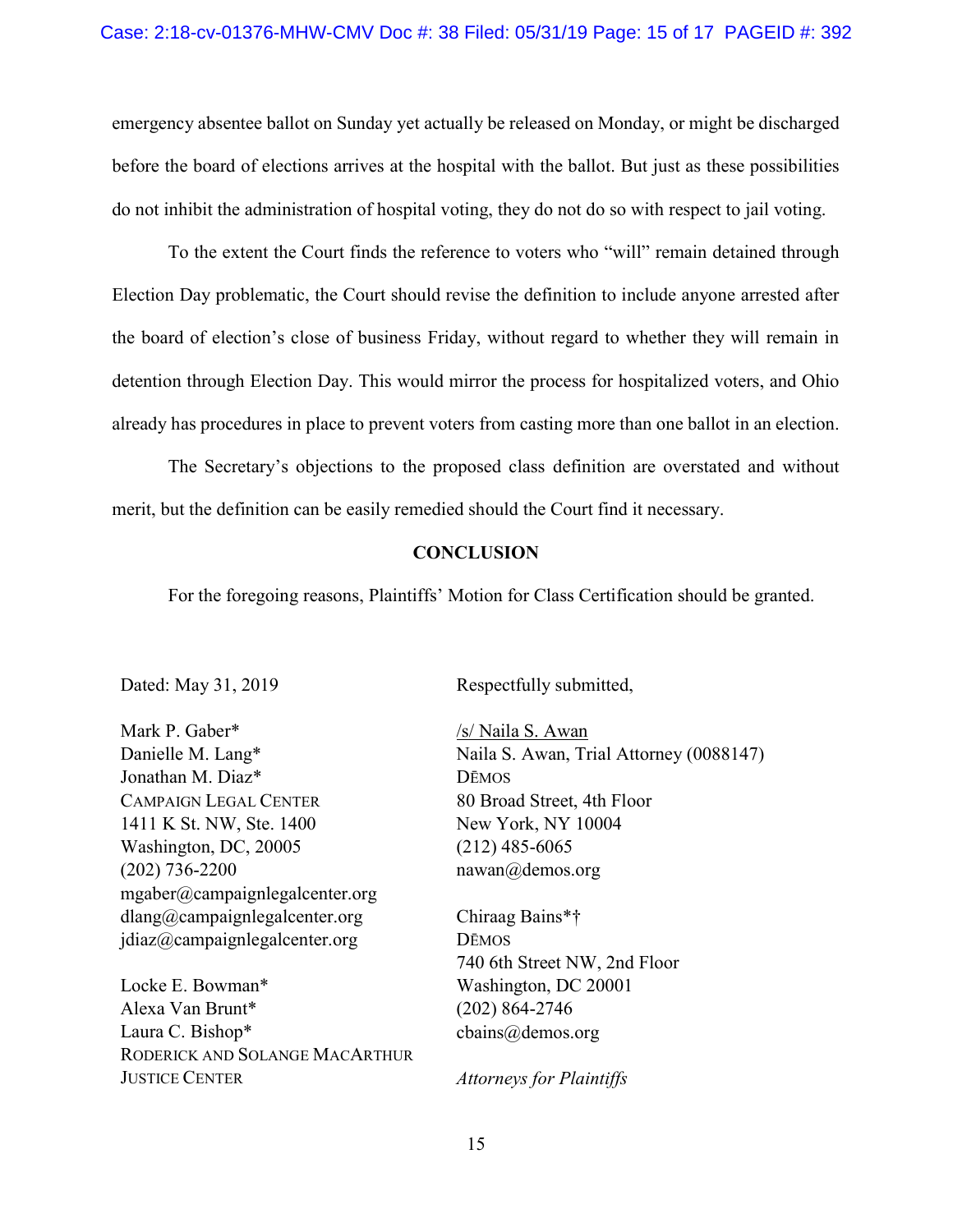emergency absentee ballot on Sunday yet actually be released on Monday, or might be discharged before the board of elections arrives at the hospital with the ballot. But just as these possibilities do not inhibit the administration of hospital voting, they do not do so with respect to jail voting.

To the extent the Court finds the reference to voters who "will" remain detained through Election Day problematic, the Court should revise the definition to include anyone arrested after the board of election's close of business Friday, without regard to whether they will remain in detention through Election Day. This would mirror the process for hospitalized voters, and Ohio already has procedures in place to prevent voters from casting more than one ballot in an election.

The Secretary's objections to the proposed class definition are overstated and without merit, but the definition can be easily remedied should the Court find it necessary.

## CONCLUSION

For the foregoing reasons, Plaintiffs' Motion for Class Certification should be granted.

Dated: May 31, 2019

Respectfully submitted,

/s/ Naila S. Awan
Naila S. Awan, Trial Attorney (0088147)
DĒMOS
80 Broad Street, 4th Floor
New York, NY 10004
(212) 485-6065
nawan@demos.org

Chiraag Bains*†
DĒMOS
740 6th Street NW, 2nd Floor
Washington, DC 20001
(202) 864-2746
cbains@demos.org

*Attorneys for Plaintiffs*

Mark P. Gaber*
Danielle M. Lang*
Jonathan M. Diaz*
CAMPAIGN LEGAL CENTER
1411 K St. NW, Ste. 1400
Washington, DC, 20005
(202) 736-2200
mgaber@campaignlegalcenter.org
dlang@campaignlegalcenter.org
jdiaz@campaignlegalcenter.org

Locke E. Bowman*
Alexa Van Brunt*
Laura C. Bishop*
RODERICK AND SOLANGE MACARTHUR JUSTICE CENTER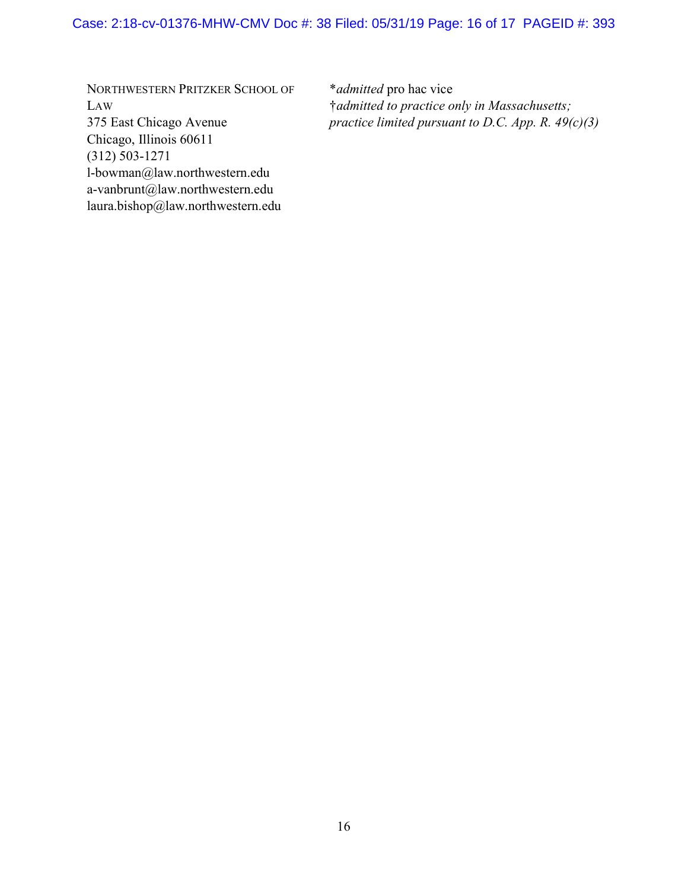NORTHWESTERN PRITZKER SCHOOL OF LAW
375 East Chicago Avenue
Chicago, Illinois 60611
(312) 503-1271
l-bowman@law.northwestern.edu
a-vanbrunt@law.northwestern.edu
laura.bishop@law.northwestern.edu

*admitted pro hac vice
†*admitted to practice only in Massachusetts; practice limited pursuant to D.C. App. R. 49(c)(3)*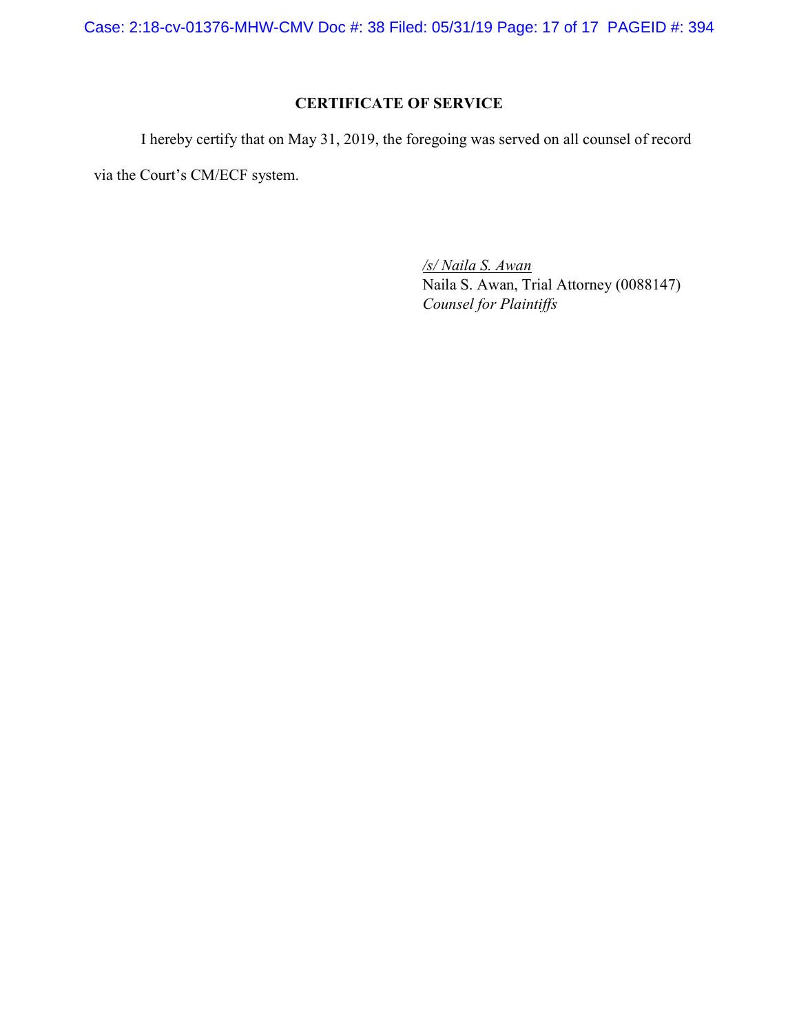## CERTIFICATE OF SERVICE

I hereby certify that on May 31, 2019, the foregoing was served on all counsel of record via the Court's CM/ECF system.

/s/ Naila S. Awan
Naila S. Awan, Trial Attorney (0088147)
*Counsel for Plaintiffs*